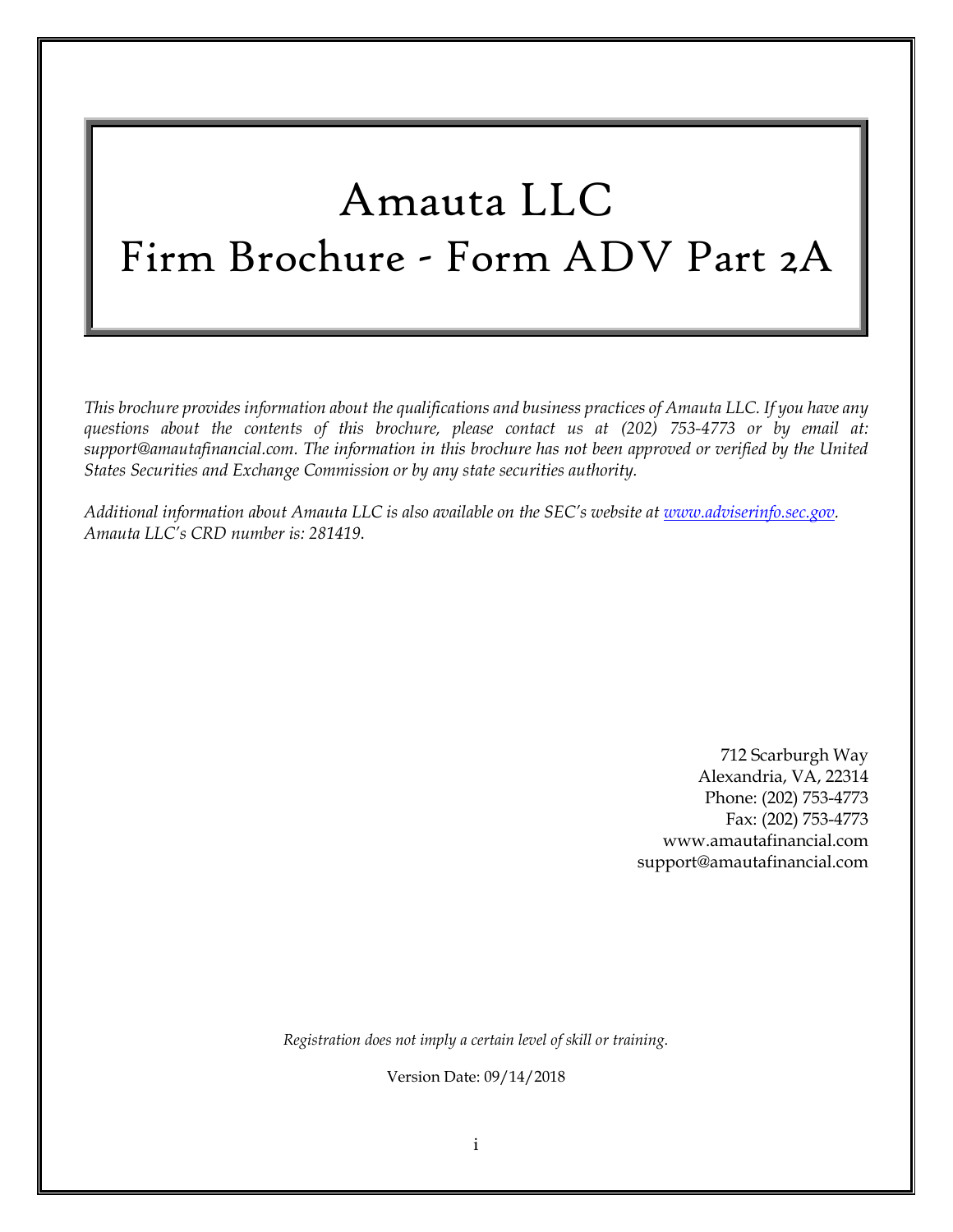# Amauta LLC
# Firm Brochure - Form ADV Part 2A

*This brochure provides information about the qualifications and business practices of Amauta LLC. If you have any questions about the contents of this brochure, please contact us at (202) 753-4773 or by email at: support@amautafinancial.com. The information in this brochure has not been approved or verified by the United States Securities and Exchange Commission or by any state securities authority.*

*Additional information about Amauta LLC is also available on the SEC's website at [www.adviserinfo.sec.gov](www.adviserinfo.sec.gov). Amauta LLC's CRD number is: 281419.*

712 Scarburgh Way
Alexandria, VA, 22314
Phone: (202) 753-4773
Fax: (202) 753-4773
www.amautafinancial.com
support@amautafinancial.com

*Registration does not imply a certain level of skill or training.*

Version Date: 09/14/2018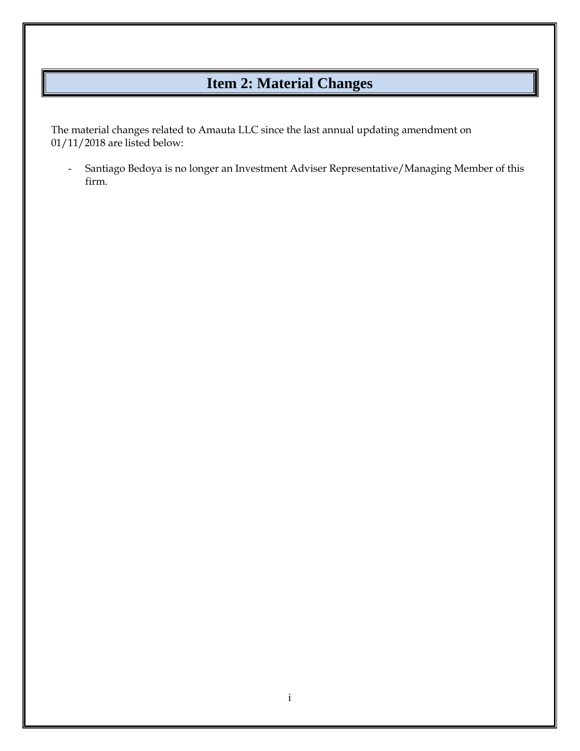# Item 2: Material Changes

The material changes related to Amauta LLC since the last annual updating amendment on 01/11/2018 are listed below:

- Santiago Bedoya is no longer an Investment Adviser Representative/Managing Member of this firm.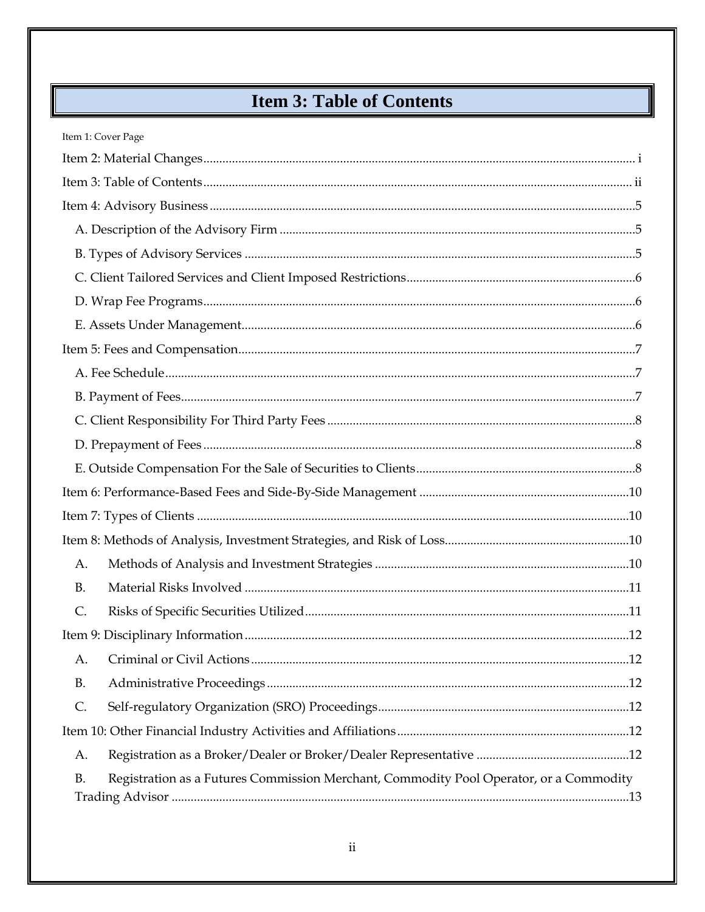# Item 3: Table of Contents

Item 1: Cover Page

Item 2: Material Changes ........ i

Item 3: Table of Contents ........ ii

Item 4: Advisory Business ........ 5

- A. Description of the Advisory Firm ........ 5
- B. Types of Advisory Services ........ 5
- C. Client Tailored Services and Client Imposed Restrictions ........ 6
- D. Wrap Fee Programs ........ 6
- E. Assets Under Management ........ 6

Item 5: Fees and Compensation ........ 7

- A. Fee Schedule ........ 7
- B. Payment of Fees ........ 7
- C. Client Responsibility For Third Party Fees ........ 8
- D. Prepayment of Fees ........ 8
- E. Outside Compensation For the Sale of Securities to Clients ........ 8

Item 6: Performance-Based Fees and Side-By-Side Management ........ 10

Item 7: Types of Clients ........ 10

Item 8: Methods of Analysis, Investment Strategies, and Risk of Loss ........ 10

- A. Methods of Analysis and Investment Strategies ........ 10
- B. Material Risks Involved ........ 11
- C. Risks of Specific Securities Utilized ........ 11

Item 9: Disciplinary Information ........ 12

- A. Criminal or Civil Actions ........ 12
- B. Administrative Proceedings ........ 12
- C. Self-regulatory Organization (SRO) Proceedings ........ 12

Item 10: Other Financial Industry Activities and Affiliations ........ 12

- A. Registration as a Broker/Dealer or Broker/Dealer Representative ........ 12
- B. Registration as a Futures Commission Merchant, Commodity Pool Operator, or a Commodity Trading Advisor ........ 13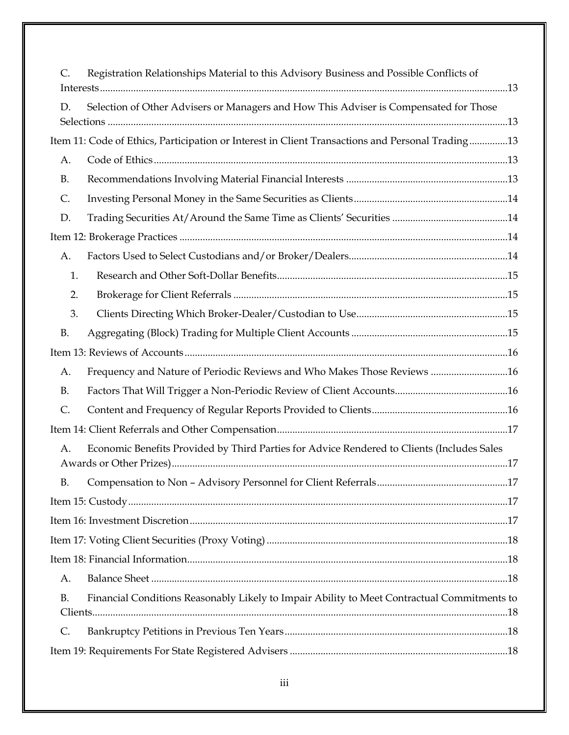C. Registration Relationships Material to this Advisory Business and Possible Conflicts of Interests ....................................................................................................................................13

D. Selection of Other Advisers or Managers and How This Adviser is Compensated for Those Selections ..................................................................................................................................13

Item 11: Code of Ethics, Participation or Interest in Client Transactions and Personal Trading ...............13

A. Code of Ethics ...........................................................................................................................13

B. Recommendations Involving Material Financial Interests ..............................................................13

C. Investing Personal Money in the Same Securities as Clients ...........................................................14

D. Trading Securities At/Around the Same Time as Clients' Securities ............................................14

Item 12: Brokerage Practices ...............................................................................................................14

A. Factors Used to Select Custodians and/or Broker/Dealers.............................................................14

1. Research and Other Soft-Dollar Benefits.........................................................................................15

2. Brokerage for Client Referrals ..........................................................................................................15

3. Clients Directing Which Broker-Dealer/Custodian to Use...........................................................15

B. Aggregating (Block) Trading for Multiple Client Accounts ............................................................15

Item 13: Reviews of Accounts .............................................................................................................16

A. Frequency and Nature of Periodic Reviews and Who Makes Those Reviews ..............................16

B. Factors That Will Trigger a Non-Periodic Review of Client Accounts...........................................16

C. Content and Frequency of Regular Reports Provided to Clients....................................................16

Item 14: Client Referrals and Other Compensation..........................................................................17

A. Economic Benefits Provided by Third Parties for Advice Rendered to Clients (Includes Sales Awards or Other Prizes)...................................................................................................................17

B. Compensation to Non – Advisory Personnel for Client Referrals..................................................17

Item 15: Custody ..................................................................................................................................17

Item 16: Investment Discretion ...........................................................................................................17

Item 17: Voting Client Securities (Proxy Voting) ..............................................................................18

Item 18: Financial Information............................................................................................................18

A. Balance Sheet ..........................................................................................................................18

B. Financial Conditions Reasonably Likely to Impair Ability to Meet Contractual Commitments to Clients.................................................................................................................................................18

C. Bankruptcy Petitions in Previous Ten Years....................................................................................18

Item 19: Requirements For State Registered Advisers ....................................................................18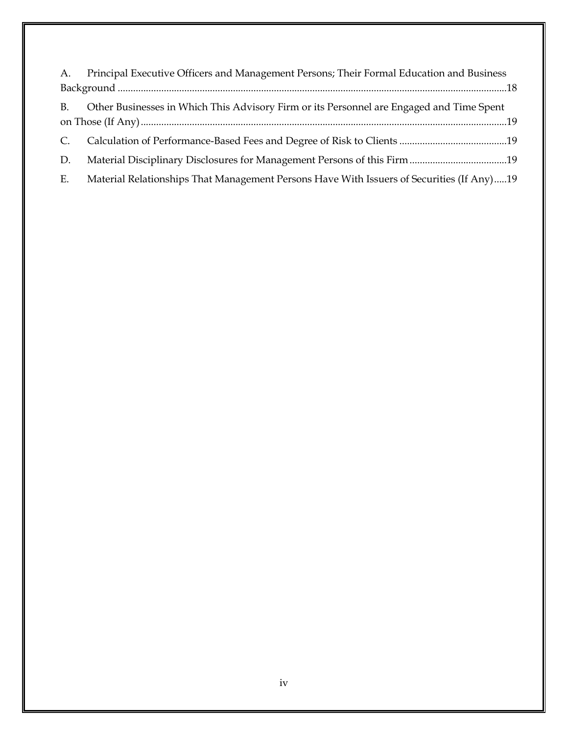A. Principal Executive Officers and Management Persons; Their Formal Education and Business Background ....................................................................................................................................18

B. Other Businesses in Which This Advisory Firm or its Personnel are Engaged and Time Spent on Those (If Any) ...............................................................................................................................19

C. Calculation of Performance-Based Fees and Degree of Risk to Clients ..........................................19

D. Material Disciplinary Disclosures for Management Persons of this Firm ......................................19

E. Material Relationships That Management Persons Have With Issuers of Securities (If Any).....19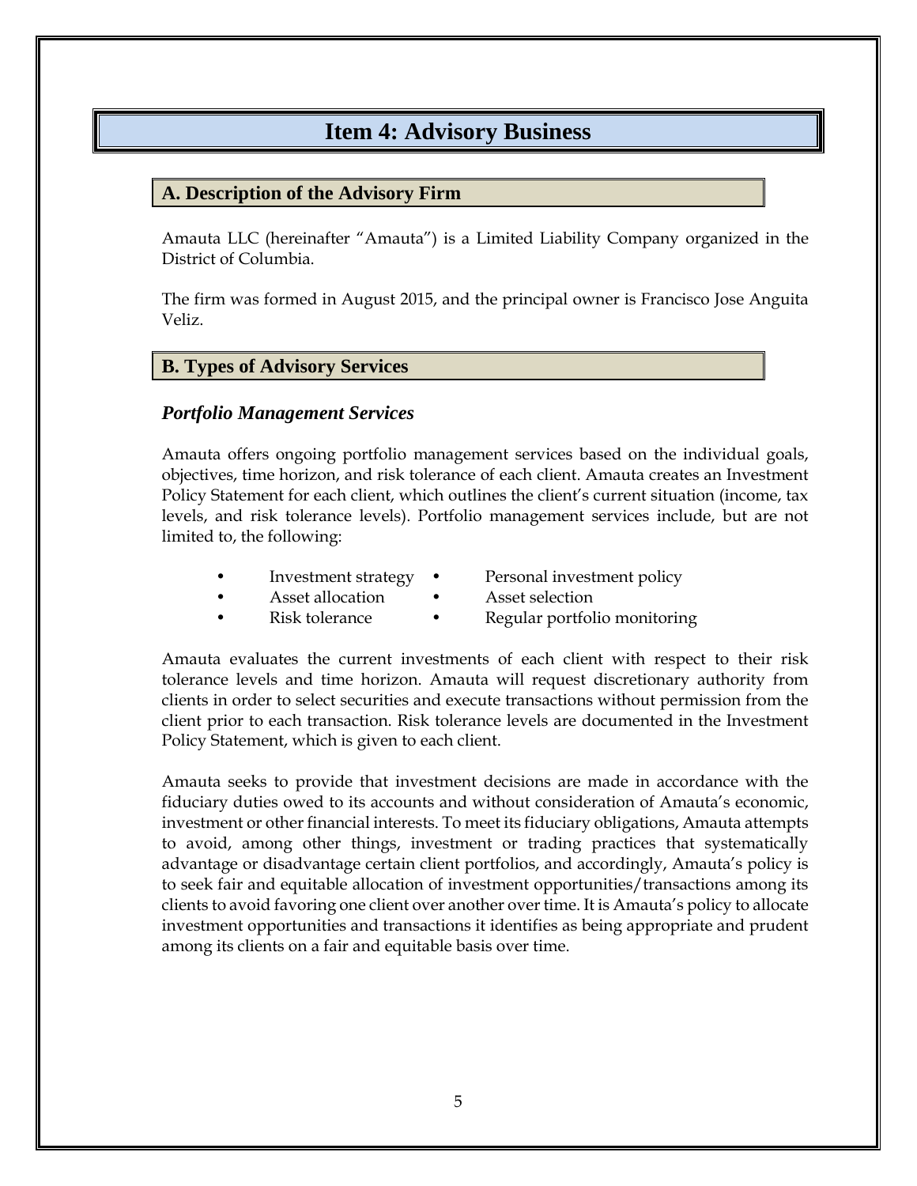# Item 4: Advisory Business

## A. Description of the Advisory Firm

Amauta LLC (hereinafter "Amauta") is a Limited Liability Company organized in the District of Columbia.

The firm was formed in August 2015, and the principal owner is Francisco Jose Anguita Veliz.

## B. Types of Advisory Services

### *Portfolio Management Services*

Amauta offers ongoing portfolio management services based on the individual goals, objectives, time horizon, and risk tolerance of each client. Amauta creates an Investment Policy Statement for each client, which outlines the client's current situation (income, tax levels, and risk tolerance levels). Portfolio management services include, but are not limited to, the following:

- Investment strategy
- Personal investment policy
- Asset allocation
- Asset selection
- Risk tolerance
- Regular portfolio monitoring

Amauta evaluates the current investments of each client with respect to their risk tolerance levels and time horizon. Amauta will request discretionary authority from clients in order to select securities and execute transactions without permission from the client prior to each transaction. Risk tolerance levels are documented in the Investment Policy Statement, which is given to each client.

Amauta seeks to provide that investment decisions are made in accordance with the fiduciary duties owed to its accounts and without consideration of Amauta's economic, investment or other financial interests. To meet its fiduciary obligations, Amauta attempts to avoid, among other things, investment or trading practices that systematically advantage or disadvantage certain client portfolios, and accordingly, Amauta's policy is to seek fair and equitable allocation of investment opportunities/transactions among its clients to avoid favoring one client over another over time. It is Amauta's policy to allocate investment opportunities and transactions it identifies as being appropriate and prudent among its clients on a fair and equitable basis over time.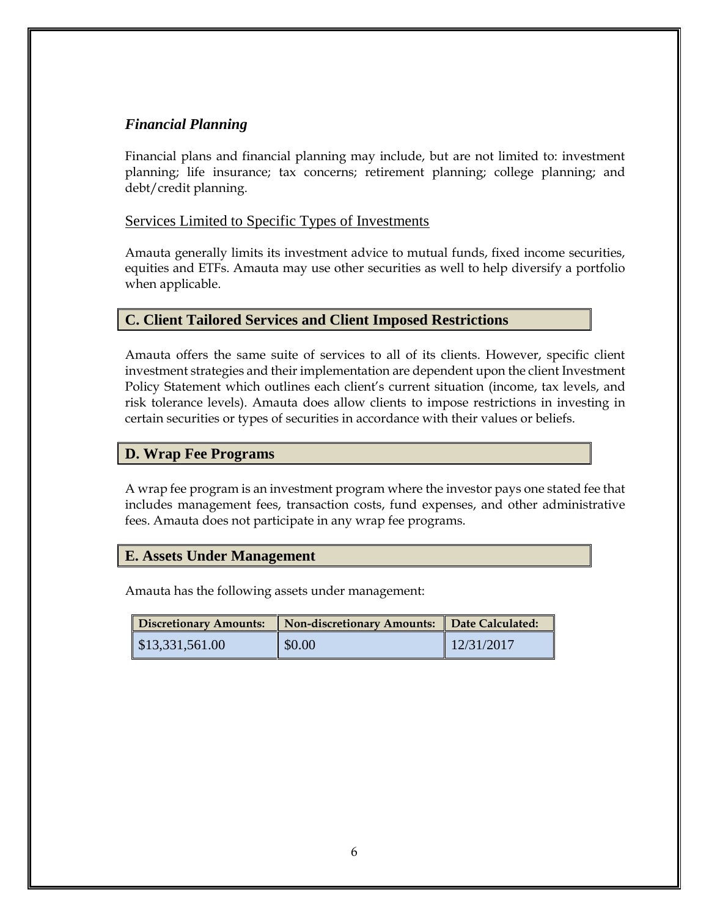### *Financial Planning*

Financial plans and financial planning may include, but are not limited to: investment planning; life insurance; tax concerns; retirement planning; college planning; and debt/credit planning.

### Services Limited to Specific Types of Investments

Amauta generally limits its investment advice to mutual funds, fixed income securities, equities and ETFs. Amauta may use other securities as well to help diversify a portfolio when applicable.

## C. Client Tailored Services and Client Imposed Restrictions

Amauta offers the same suite of services to all of its clients. However, specific client investment strategies and their implementation are dependent upon the client Investment Policy Statement which outlines each client's current situation (income, tax levels, and risk tolerance levels). Amauta does allow clients to impose restrictions in investing in certain securities or types of securities in accordance with their values or beliefs.

## D. Wrap Fee Programs

A wrap fee program is an investment program where the investor pays one stated fee that includes management fees, transaction costs, fund expenses, and other administrative fees. Amauta does not participate in any wrap fee programs.

## E. Assets Under Management

Amauta has the following assets under management:

| Discretionary Amounts: | Non-discretionary Amounts: | Date Calculated: |
|---|---|---|
| $13,331,561.00 | $0.00 | 12/31/2017 |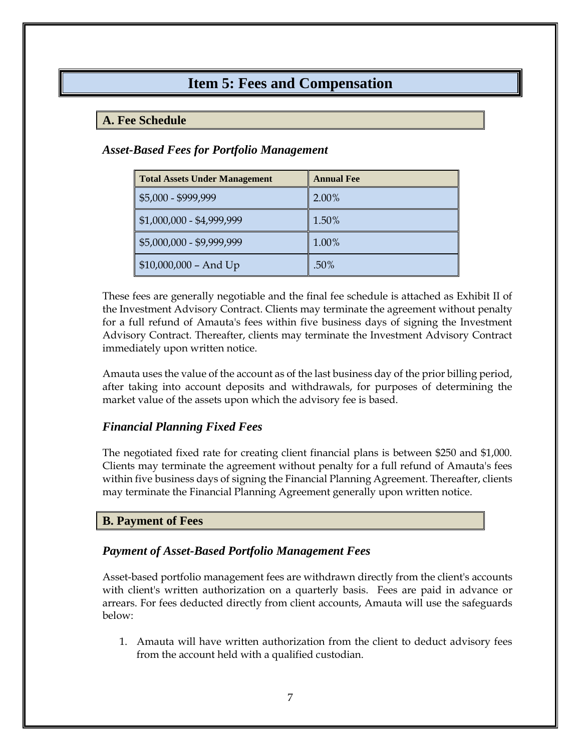# Item 5: Fees and Compensation

## A. Fee Schedule

### *Asset-Based Fees for Portfolio Management*

| Total Assets Under Management | Annual Fee |
|---|---|
| $5,000 - $999,999 | 2.00% |
| $1,000,000 - $4,999,999 | 1.50% |
| $5,000,000 - $9,999,999 | 1.00% |
| $10,000,000 – And Up | .50% |

These fees are generally negotiable and the final fee schedule is attached as Exhibit II of the Investment Advisory Contract. Clients may terminate the agreement without penalty for a full refund of Amauta's fees within five business days of signing the Investment Advisory Contract. Thereafter, clients may terminate the Investment Advisory Contract immediately upon written notice.

Amauta uses the value of the account as of the last business day of the prior billing period, after taking into account deposits and withdrawals, for purposes of determining the market value of the assets upon which the advisory fee is based.

### *Financial Planning Fixed Fees*

The negotiated fixed rate for creating client financial plans is between $250 and $1,000. Clients may terminate the agreement without penalty for a full refund of Amauta's fees within five business days of signing the Financial Planning Agreement. Thereafter, clients may terminate the Financial Planning Agreement generally upon written notice.

## B. Payment of Fees

### *Payment of Asset-Based Portfolio Management Fees*

Asset-based portfolio management fees are withdrawn directly from the client's accounts with client's written authorization on a quarterly basis. Fees are paid in advance or arrears. For fees deducted directly from client accounts, Amauta will use the safeguards below:

1. Amauta will have written authorization from the client to deduct advisory fees from the account held with a qualified custodian.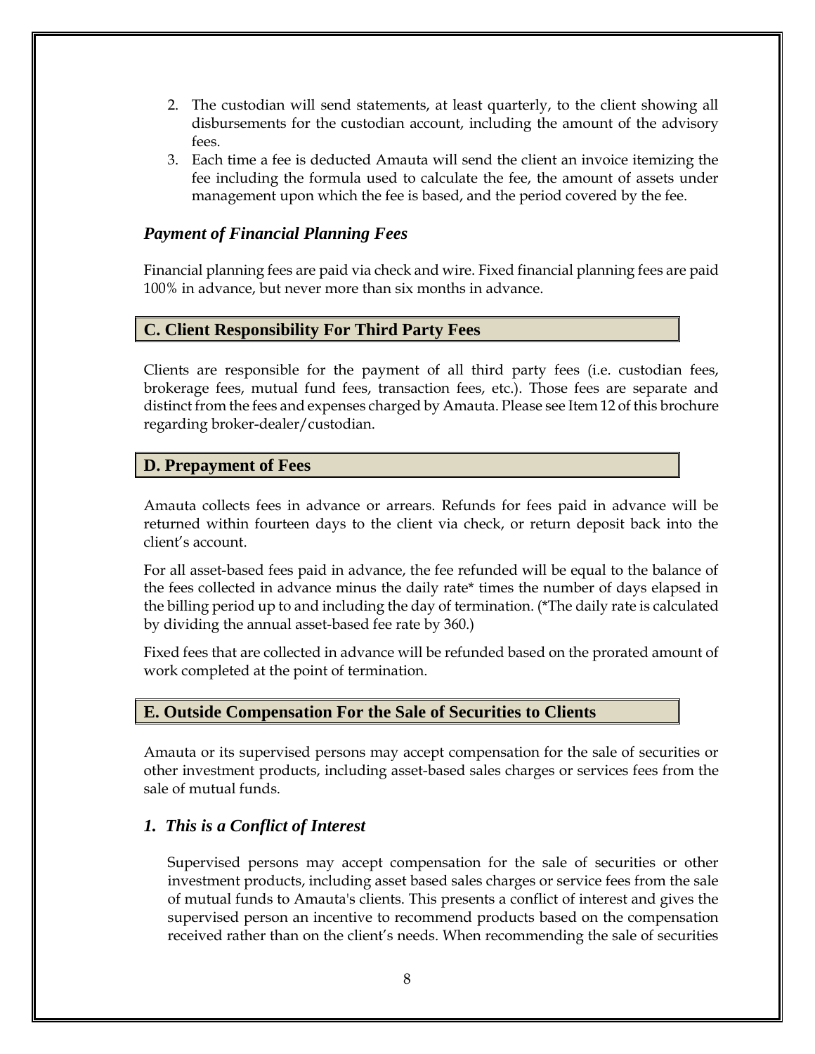2. The custodian will send statements, at least quarterly, to the client showing all disbursements for the custodian account, including the amount of the advisory fees.
3. Each time a fee is deducted Amauta will send the client an invoice itemizing the fee including the formula used to calculate the fee, the amount of assets under management upon which the fee is based, and the period covered by the fee.

### *Payment of Financial Planning Fees*

Financial planning fees are paid via check and wire. Fixed financial planning fees are paid 100% in advance, but never more than six months in advance.

## C. Client Responsibility For Third Party Fees

Clients are responsible for the payment of all third party fees (i.e. custodian fees, brokerage fees, mutual fund fees, transaction fees, etc.). Those fees are separate and distinct from the fees and expenses charged by Amauta. Please see Item 12 of this brochure regarding broker-dealer/custodian.

## D. Prepayment of Fees

Amauta collects fees in advance or arrears. Refunds for fees paid in advance will be returned within fourteen days to the client via check, or return deposit back into the client's account.

For all asset-based fees paid in advance, the fee refunded will be equal to the balance of the fees collected in advance minus the daily rate* times the number of days elapsed in the billing period up to and including the day of termination. (*The daily rate is calculated by dividing the annual asset-based fee rate by 360.)

Fixed fees that are collected in advance will be refunded based on the prorated amount of work completed at the point of termination.

## E. Outside Compensation For the Sale of Securities to Clients

Amauta or its supervised persons may accept compensation for the sale of securities or other investment products, including asset-based sales charges or services fees from the sale of mutual funds.

### *1. This is a Conflict of Interest*

Supervised persons may accept compensation for the sale of securities or other investment products, including asset based sales charges or service fees from the sale of mutual funds to Amauta's clients. This presents a conflict of interest and gives the supervised person an incentive to recommend products based on the compensation received rather than on the client's needs. When recommending the sale of securities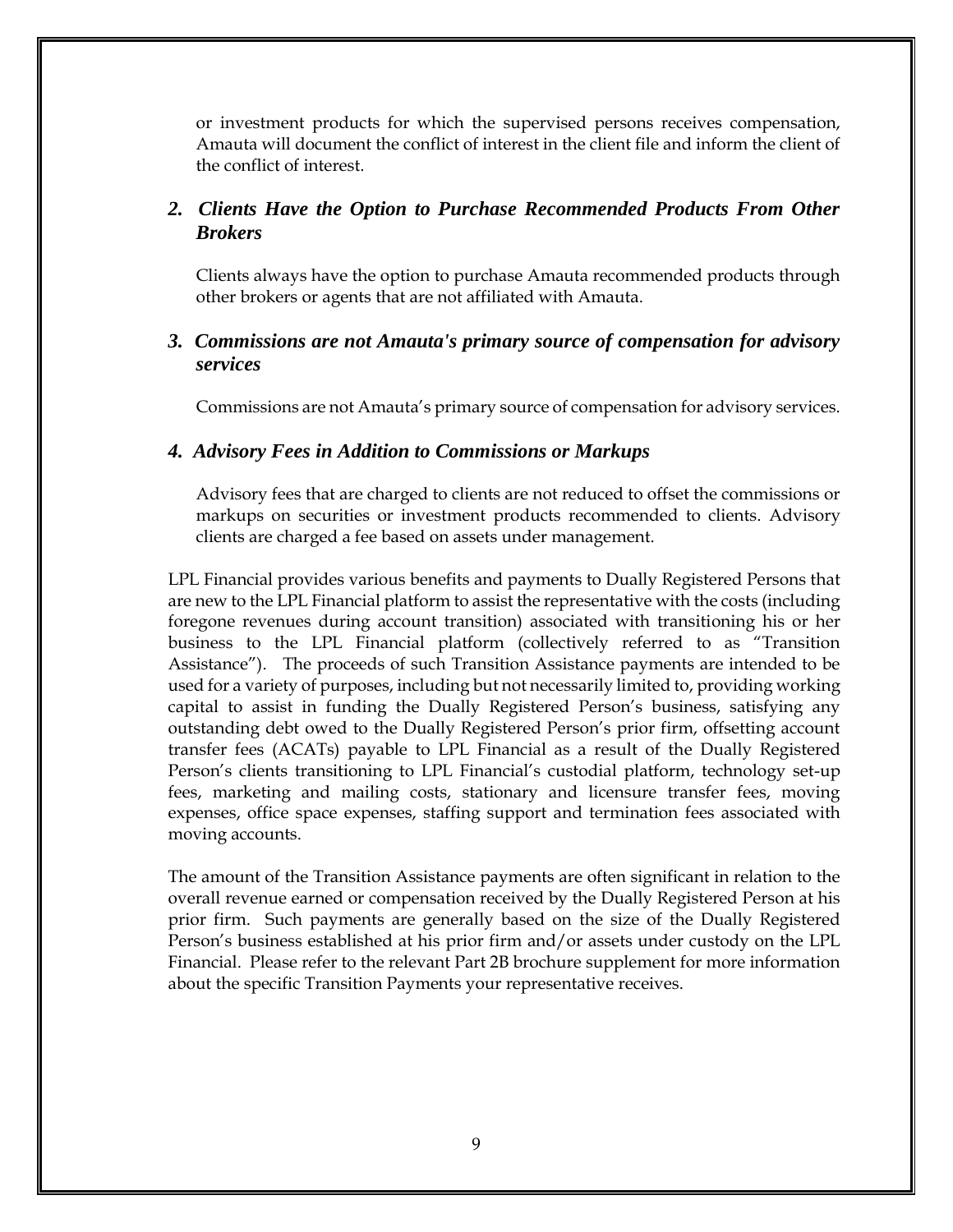or investment products for which the supervised persons receives compensation, Amauta will document the conflict of interest in the client file and inform the client of the conflict of interest.

### *2. Clients Have the Option to Purchase Recommended Products From Other Brokers*

Clients always have the option to purchase Amauta recommended products through other brokers or agents that are not affiliated with Amauta.

### *3. Commissions are not Amauta's primary source of compensation for advisory services*

Commissions are not Amauta's primary source of compensation for advisory services.

### *4. Advisory Fees in Addition to Commissions or Markups*

Advisory fees that are charged to clients are not reduced to offset the commissions or markups on securities or investment products recommended to clients. Advisory clients are charged a fee based on assets under management.

LPL Financial provides various benefits and payments to Dually Registered Persons that are new to the LPL Financial platform to assist the representative with the costs (including foregone revenues during account transition) associated with transitioning his or her business to the LPL Financial platform (collectively referred to as "Transition Assistance"). The proceeds of such Transition Assistance payments are intended to be used for a variety of purposes, including but not necessarily limited to, providing working capital to assist in funding the Dually Registered Person's business, satisfying any outstanding debt owed to the Dually Registered Person's prior firm, offsetting account transfer fees (ACATs) payable to LPL Financial as a result of the Dually Registered Person's clients transitioning to LPL Financial's custodial platform, technology set-up fees, marketing and mailing costs, stationary and licensure transfer fees, moving expenses, office space expenses, staffing support and termination fees associated with moving accounts.

The amount of the Transition Assistance payments are often significant in relation to the overall revenue earned or compensation received by the Dually Registered Person at his prior firm. Such payments are generally based on the size of the Dually Registered Person's business established at his prior firm and/or assets under custody on the LPL Financial. Please refer to the relevant Part 2B brochure supplement for more information about the specific Transition Payments your representative receives.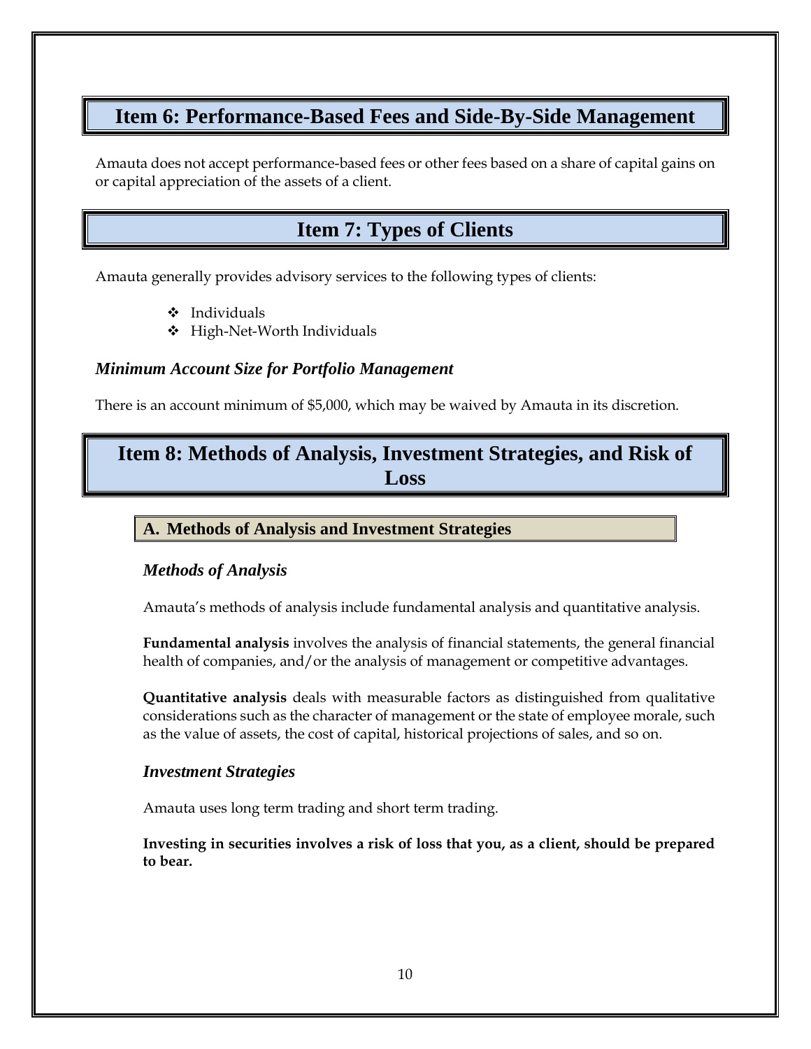## Item 6: Performance-Based Fees and Side-By-Side Management

Amauta does not accept performance-based fees or other fees based on a share of capital gains on or capital appreciation of the assets of a client.

## Item 7: Types of Clients

Amauta generally provides advisory services to the following types of clients:

- Individuals
- High-Net-Worth Individuals

### *Minimum Account Size for Portfolio Management*

There is an account minimum of $5,000, which may be waived by Amauta in its discretion.

## Item 8: Methods of Analysis, Investment Strategies, and Risk of Loss

### A. Methods of Analysis and Investment Strategies

#### *Methods of Analysis*

Amauta's methods of analysis include fundamental analysis and quantitative analysis.

**Fundamental analysis** involves the analysis of financial statements, the general financial health of companies, and/or the analysis of management or competitive advantages.

**Quantitative analysis** deals with measurable factors as distinguished from qualitative considerations such as the character of management or the state of employee morale, such as the value of assets, the cost of capital, historical projections of sales, and so on.

#### *Investment Strategies*

Amauta uses long term trading and short term trading.

**Investing in securities involves a risk of loss that you, as a client, should be prepared to bear.**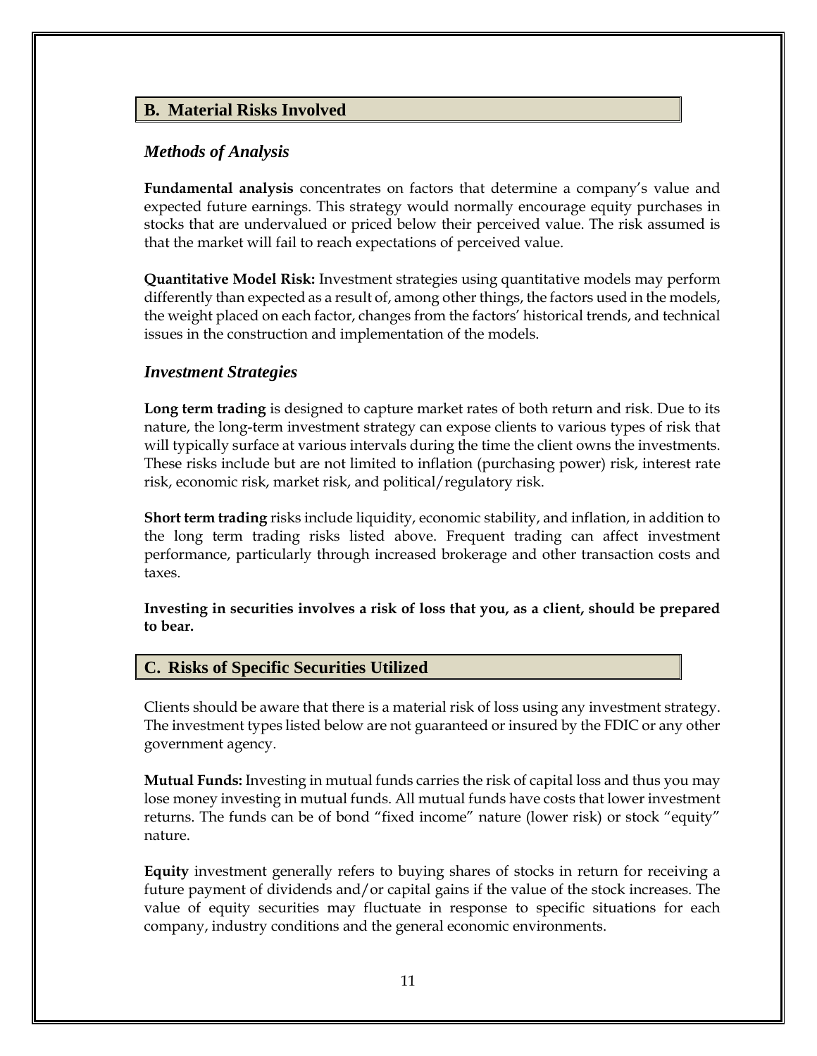## B. Material Risks Involved

### *Methods of Analysis*

**Fundamental analysis** concentrates on factors that determine a company's value and expected future earnings. This strategy would normally encourage equity purchases in stocks that are undervalued or priced below their perceived value. The risk assumed is that the market will fail to reach expectations of perceived value.

**Quantitative Model Risk:** Investment strategies using quantitative models may perform differently than expected as a result of, among other things, the factors used in the models, the weight placed on each factor, changes from the factors' historical trends, and technical issues in the construction and implementation of the models.

### *Investment Strategies*

**Long term trading** is designed to capture market rates of both return and risk. Due to its nature, the long-term investment strategy can expose clients to various types of risk that will typically surface at various intervals during the time the client owns the investments. These risks include but are not limited to inflation (purchasing power) risk, interest rate risk, economic risk, market risk, and political/regulatory risk.

**Short term trading** risks include liquidity, economic stability, and inflation, in addition to the long term trading risks listed above. Frequent trading can affect investment performance, particularly through increased brokerage and other transaction costs and taxes.

**Investing in securities involves a risk of loss that you, as a client, should be prepared to bear.**

## C. Risks of Specific Securities Utilized

Clients should be aware that there is a material risk of loss using any investment strategy. The investment types listed below are not guaranteed or insured by the FDIC or any other government agency.

**Mutual Funds:** Investing in mutual funds carries the risk of capital loss and thus you may lose money investing in mutual funds. All mutual funds have costs that lower investment returns. The funds can be of bond "fixed income" nature (lower risk) or stock "equity" nature.

**Equity** investment generally refers to buying shares of stocks in return for receiving a future payment of dividends and/or capital gains if the value of the stock increases. The value of equity securities may fluctuate in response to specific situations for each company, industry conditions and the general economic environments.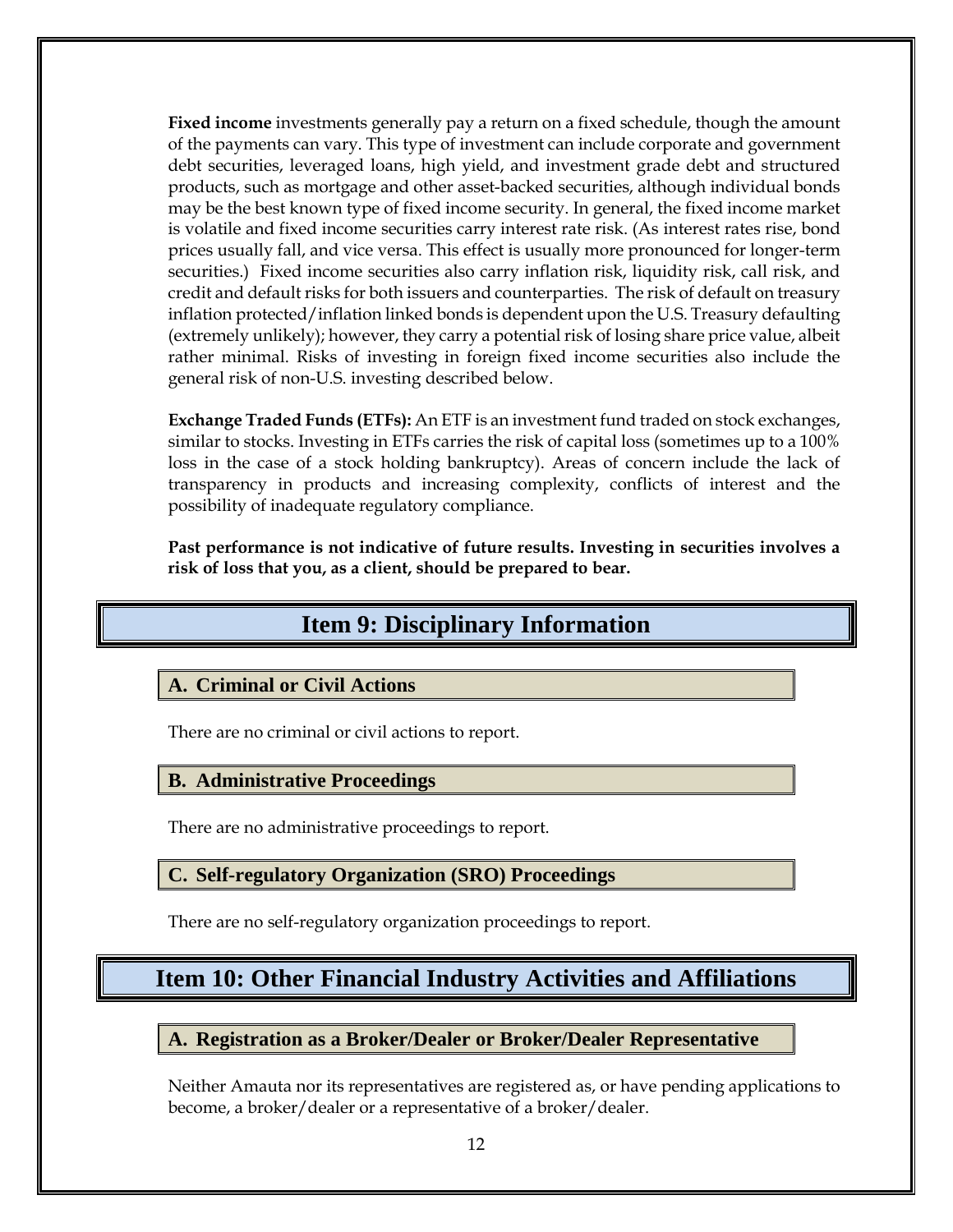**Fixed income** investments generally pay a return on a fixed schedule, though the amount of the payments can vary. This type of investment can include corporate and government debt securities, leveraged loans, high yield, and investment grade debt and structured products, such as mortgage and other asset-backed securities, although individual bonds may be the best known type of fixed income security. In general, the fixed income market is volatile and fixed income securities carry interest rate risk. (As interest rates rise, bond prices usually fall, and vice versa. This effect is usually more pronounced for longer-term securities.) Fixed income securities also carry inflation risk, liquidity risk, call risk, and credit and default risks for both issuers and counterparties. The risk of default on treasury inflation protected/inflation linked bonds is dependent upon the U.S. Treasury defaulting (extremely unlikely); however, they carry a potential risk of losing share price value, albeit rather minimal. Risks of investing in foreign fixed income securities also include the general risk of non-U.S. investing described below.

**Exchange Traded Funds (ETFs):** An ETF is an investment fund traded on stock exchanges, similar to stocks. Investing in ETFs carries the risk of capital loss (sometimes up to a 100% loss in the case of a stock holding bankruptcy). Areas of concern include the lack of transparency in products and increasing complexity, conflicts of interest and the possibility of inadequate regulatory compliance.

**Past performance is not indicative of future results. Investing in securities involves a risk of loss that you, as a client, should be prepared to bear.**

# Item 9: Disciplinary Information

## A. Criminal or Civil Actions

There are no criminal or civil actions to report.

## B. Administrative Proceedings

There are no administrative proceedings to report.

## C. Self-regulatory Organization (SRO) Proceedings

There are no self-regulatory organization proceedings to report.

# Item 10: Other Financial Industry Activities and Affiliations

## A. Registration as a Broker/Dealer or Broker/Dealer Representative

Neither Amauta nor its representatives are registered as, or have pending applications to become, a broker/dealer or a representative of a broker/dealer.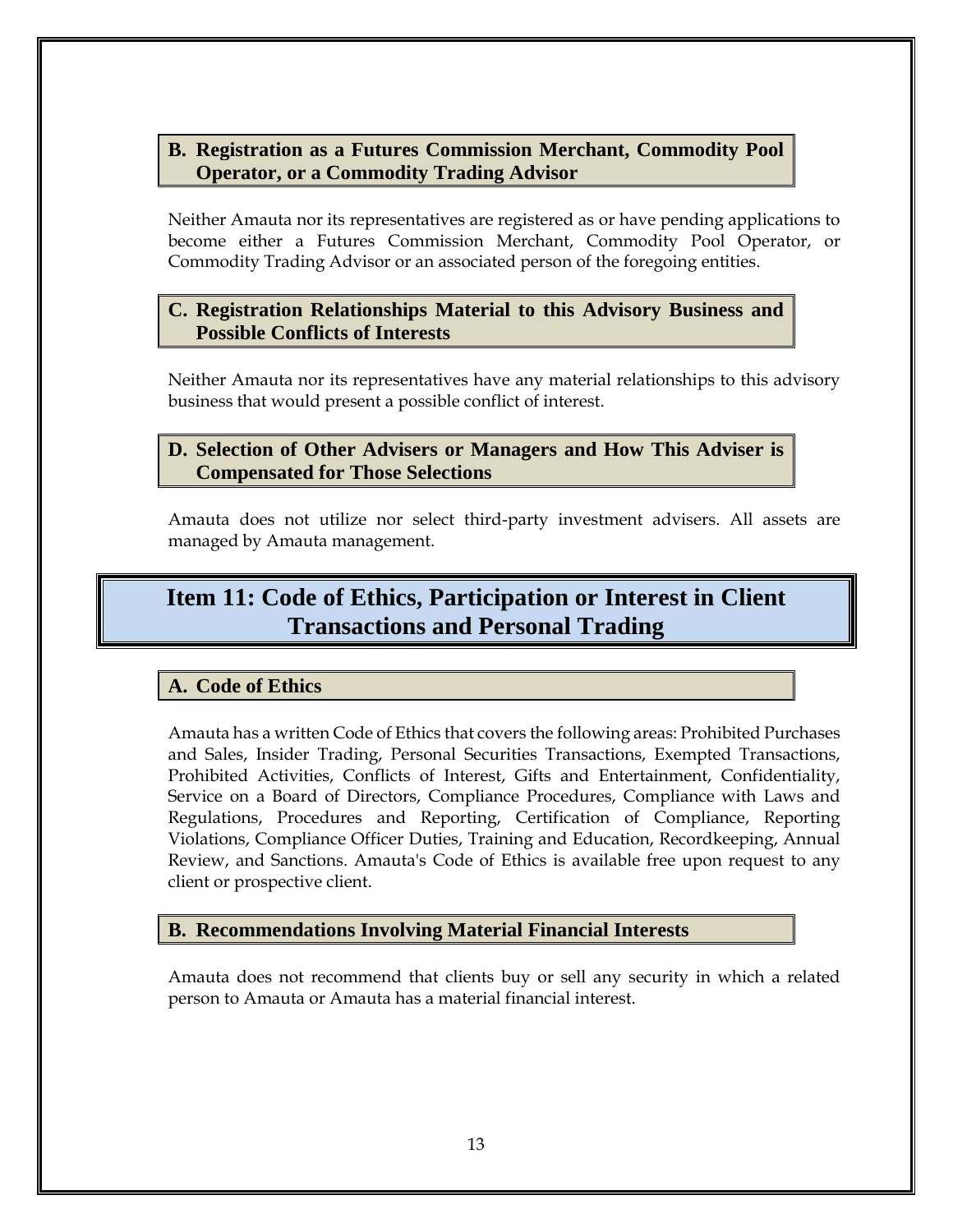### B. Registration as a Futures Commission Merchant, Commodity Pool Operator, or a Commodity Trading Advisor

Neither Amauta nor its representatives are registered as or have pending applications to become either a Futures Commission Merchant, Commodity Pool Operator, or Commodity Trading Advisor or an associated person of the foregoing entities.

### C. Registration Relationships Material to this Advisory Business and Possible Conflicts of Interests

Neither Amauta nor its representatives have any material relationships to this advisory business that would present a possible conflict of interest.

### D. Selection of Other Advisers or Managers and How This Adviser is Compensated for Those Selections

Amauta does not utilize nor select third-party investment advisers. All assets are managed by Amauta management.

## Item 11: Code of Ethics, Participation or Interest in Client Transactions and Personal Trading

### A. Code of Ethics

Amauta has a written Code of Ethics that covers the following areas: Prohibited Purchases and Sales, Insider Trading, Personal Securities Transactions, Exempted Transactions, Prohibited Activities, Conflicts of Interest, Gifts and Entertainment, Confidentiality, Service on a Board of Directors, Compliance Procedures, Compliance with Laws and Regulations, Procedures and Reporting, Certification of Compliance, Reporting Violations, Compliance Officer Duties, Training and Education, Recordkeeping, Annual Review, and Sanctions. Amauta's Code of Ethics is available free upon request to any client or prospective client.

### B. Recommendations Involving Material Financial Interests

Amauta does not recommend that clients buy or sell any security in which a related person to Amauta or Amauta has a material financial interest.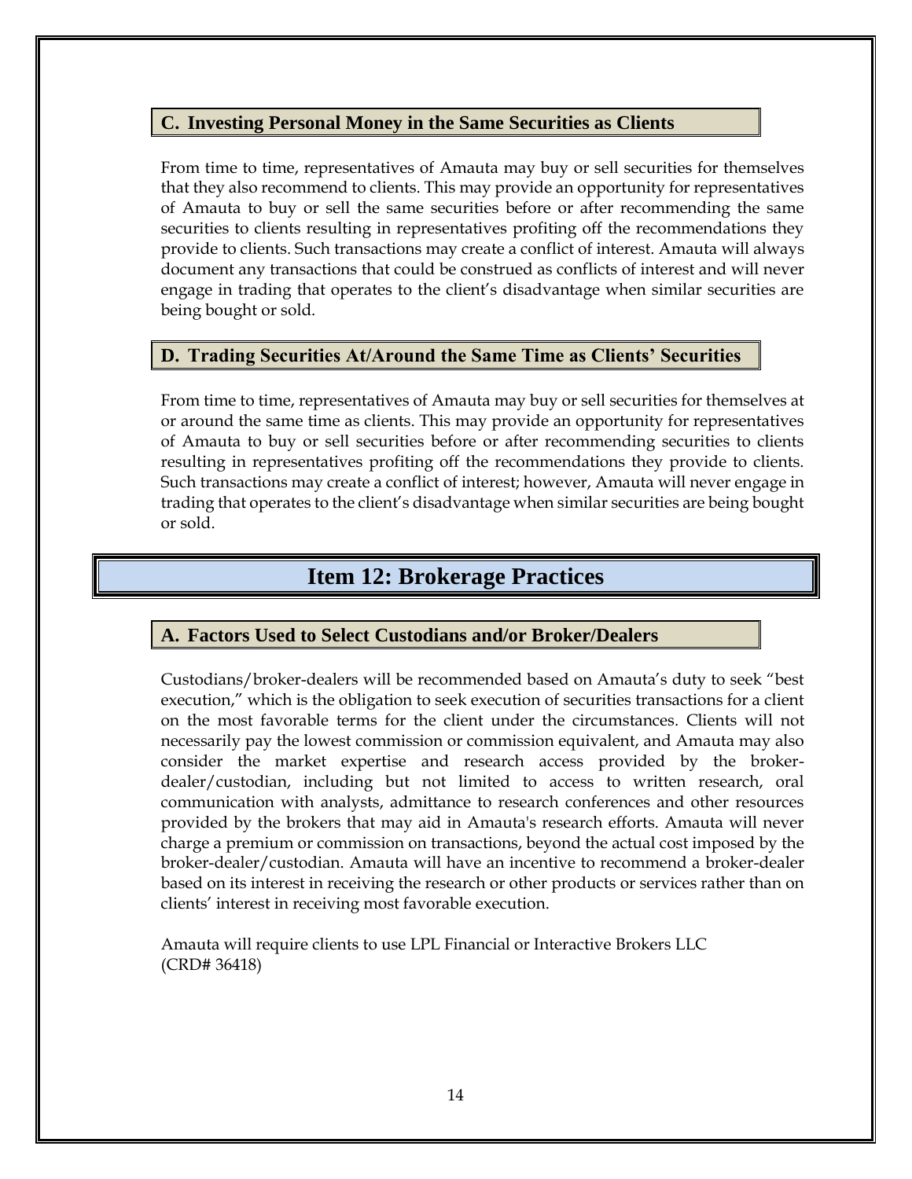### C. Investing Personal Money in the Same Securities as Clients

From time to time, representatives of Amauta may buy or sell securities for themselves that they also recommend to clients. This may provide an opportunity for representatives of Amauta to buy or sell the same securities before or after recommending the same securities to clients resulting in representatives profiting off the recommendations they provide to clients. Such transactions may create a conflict of interest. Amauta will always document any transactions that could be construed as conflicts of interest and will never engage in trading that operates to the client's disadvantage when similar securities are being bought or sold.

### D. Trading Securities At/Around the Same Time as Clients' Securities

From time to time, representatives of Amauta may buy or sell securities for themselves at or around the same time as clients. This may provide an opportunity for representatives of Amauta to buy or sell securities before or after recommending securities to clients resulting in representatives profiting off the recommendations they provide to clients. Such transactions may create a conflict of interest; however, Amauta will never engage in trading that operates to the client's disadvantage when similar securities are being bought or sold.

## Item 12: Brokerage Practices

### A. Factors Used to Select Custodians and/or Broker/Dealers

Custodians/broker-dealers will be recommended based on Amauta's duty to seek "best execution," which is the obligation to seek execution of securities transactions for a client on the most favorable terms for the client under the circumstances. Clients will not necessarily pay the lowest commission or commission equivalent, and Amauta may also consider the market expertise and research access provided by the broker-dealer/custodian, including but not limited to access to written research, oral communication with analysts, admittance to research conferences and other resources provided by the brokers that may aid in Amauta's research efforts. Amauta will never charge a premium or commission on transactions, beyond the actual cost imposed by the broker-dealer/custodian. Amauta will have an incentive to recommend a broker-dealer based on its interest in receiving the research or other products or services rather than on clients' interest in receiving most favorable execution.

Amauta will require clients to use LPL Financial or Interactive Brokers LLC
(CRD# 36418)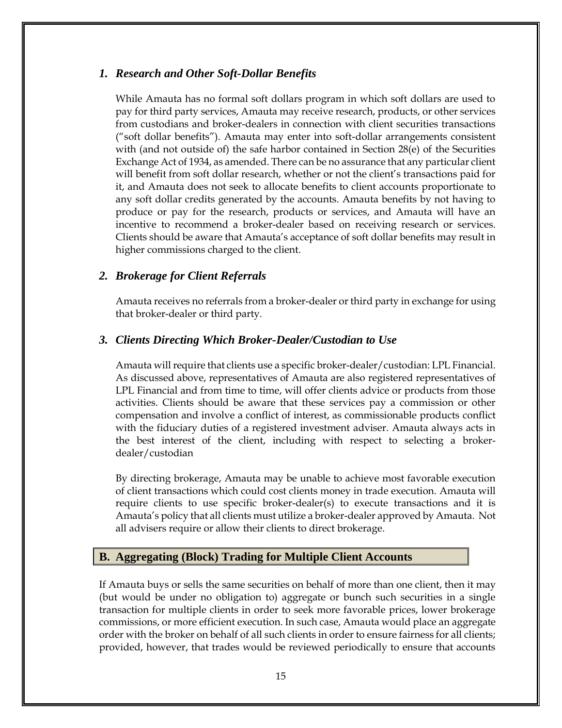### *1. Research and Other Soft-Dollar Benefits*

While Amauta has no formal soft dollars program in which soft dollars are used to pay for third party services, Amauta may receive research, products, or other services from custodians and broker-dealers in connection with client securities transactions ("soft dollar benefits"). Amauta may enter into soft-dollar arrangements consistent with (and not outside of) the safe harbor contained in Section 28(e) of the Securities Exchange Act of 1934, as amended. There can be no assurance that any particular client will benefit from soft dollar research, whether or not the client's transactions paid for it, and Amauta does not seek to allocate benefits to client accounts proportionate to any soft dollar credits generated by the accounts. Amauta benefits by not having to produce or pay for the research, products or services, and Amauta will have an incentive to recommend a broker-dealer based on receiving research or services. Clients should be aware that Amauta's acceptance of soft dollar benefits may result in higher commissions charged to the client.

### *2. Brokerage for Client Referrals*

Amauta receives no referrals from a broker-dealer or third party in exchange for using that broker-dealer or third party.

### *3. Clients Directing Which Broker-Dealer/Custodian to Use*

Amauta will require that clients use a specific broker-dealer/custodian: LPL Financial. As discussed above, representatives of Amauta are also registered representatives of LPL Financial and from time to time, will offer clients advice or products from those activities. Clients should be aware that these services pay a commission or other compensation and involve a conflict of interest, as commissionable products conflict with the fiduciary duties of a registered investment adviser. Amauta always acts in the best interest of the client, including with respect to selecting a broker-dealer/custodian

By directing brokerage, Amauta may be unable to achieve most favorable execution of client transactions which could cost clients money in trade execution. Amauta will require clients to use specific broker-dealer(s) to execute transactions and it is Amauta's policy that all clients must utilize a broker-dealer approved by Amauta. Not all advisers require or allow their clients to direct brokerage.

## B. Aggregating (Block) Trading for Multiple Client Accounts

If Amauta buys or sells the same securities on behalf of more than one client, then it may (but would be under no obligation to) aggregate or bunch such securities in a single transaction for multiple clients in order to seek more favorable prices, lower brokerage commissions, or more efficient execution. In such case, Amauta would place an aggregate order with the broker on behalf of all such clients in order to ensure fairness for all clients; provided, however, that trades would be reviewed periodically to ensure that accounts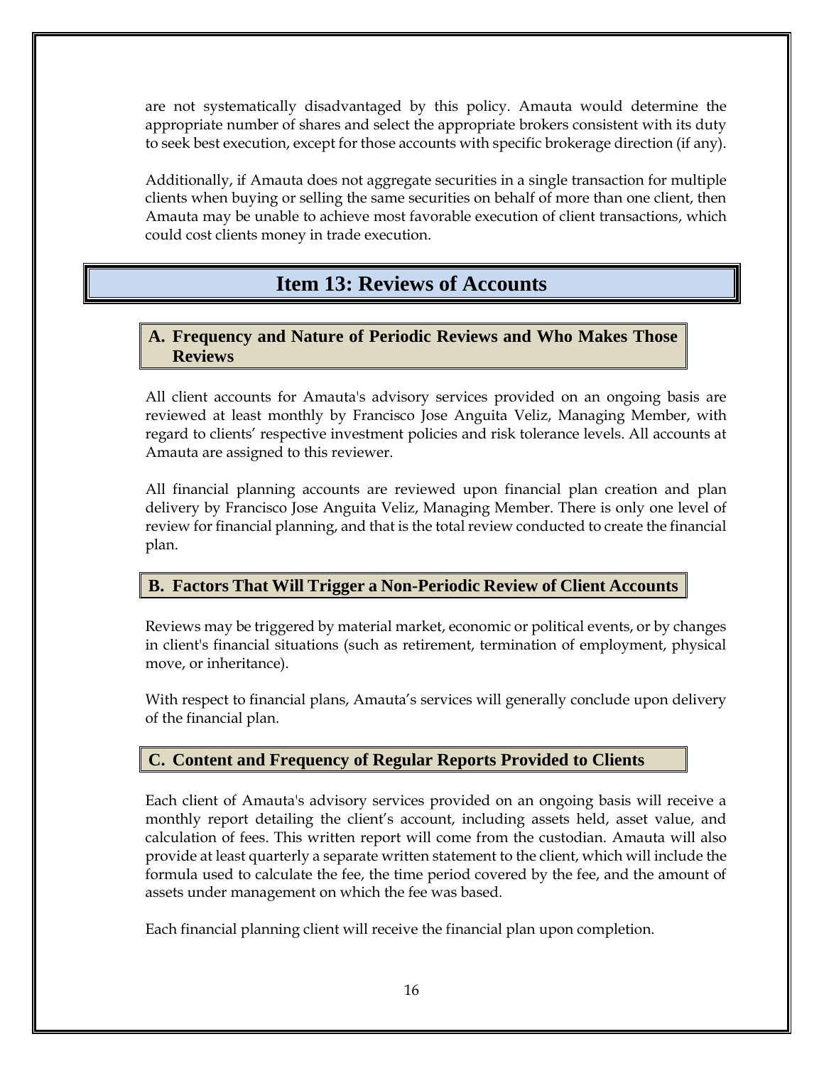are not systematically disadvantaged by this policy. Amauta would determine the appropriate number of shares and select the appropriate brokers consistent with its duty to seek best execution, except for those accounts with specific brokerage direction (if any).

Additionally, if Amauta does not aggregate securities in a single transaction for multiple clients when buying or selling the same securities on behalf of more than one client, then Amauta may be unable to achieve most favorable execution of client transactions, which could cost clients money in trade execution.

# Item 13: Reviews of Accounts

## A. Frequency and Nature of Periodic Reviews and Who Makes Those Reviews

All client accounts for Amauta's advisory services provided on an ongoing basis are reviewed at least monthly by Francisco Jose Anguita Veliz, Managing Member, with regard to clients' respective investment policies and risk tolerance levels. All accounts at Amauta are assigned to this reviewer.

All financial planning accounts are reviewed upon financial plan creation and plan delivery by Francisco Jose Anguita Veliz, Managing Member. There is only one level of review for financial planning, and that is the total review conducted to create the financial plan.

## B. Factors That Will Trigger a Non-Periodic Review of Client Accounts

Reviews may be triggered by material market, economic or political events, or by changes in client's financial situations (such as retirement, termination of employment, physical move, or inheritance).

With respect to financial plans, Amauta's services will generally conclude upon delivery of the financial plan.

## C. Content and Frequency of Regular Reports Provided to Clients

Each client of Amauta's advisory services provided on an ongoing basis will receive a monthly report detailing the client's account, including assets held, asset value, and calculation of fees. This written report will come from the custodian. Amauta will also provide at least quarterly a separate written statement to the client, which will include the formula used to calculate the fee, the time period covered by the fee, and the amount of assets under management on which the fee was based.

Each financial planning client will receive the financial plan upon completion.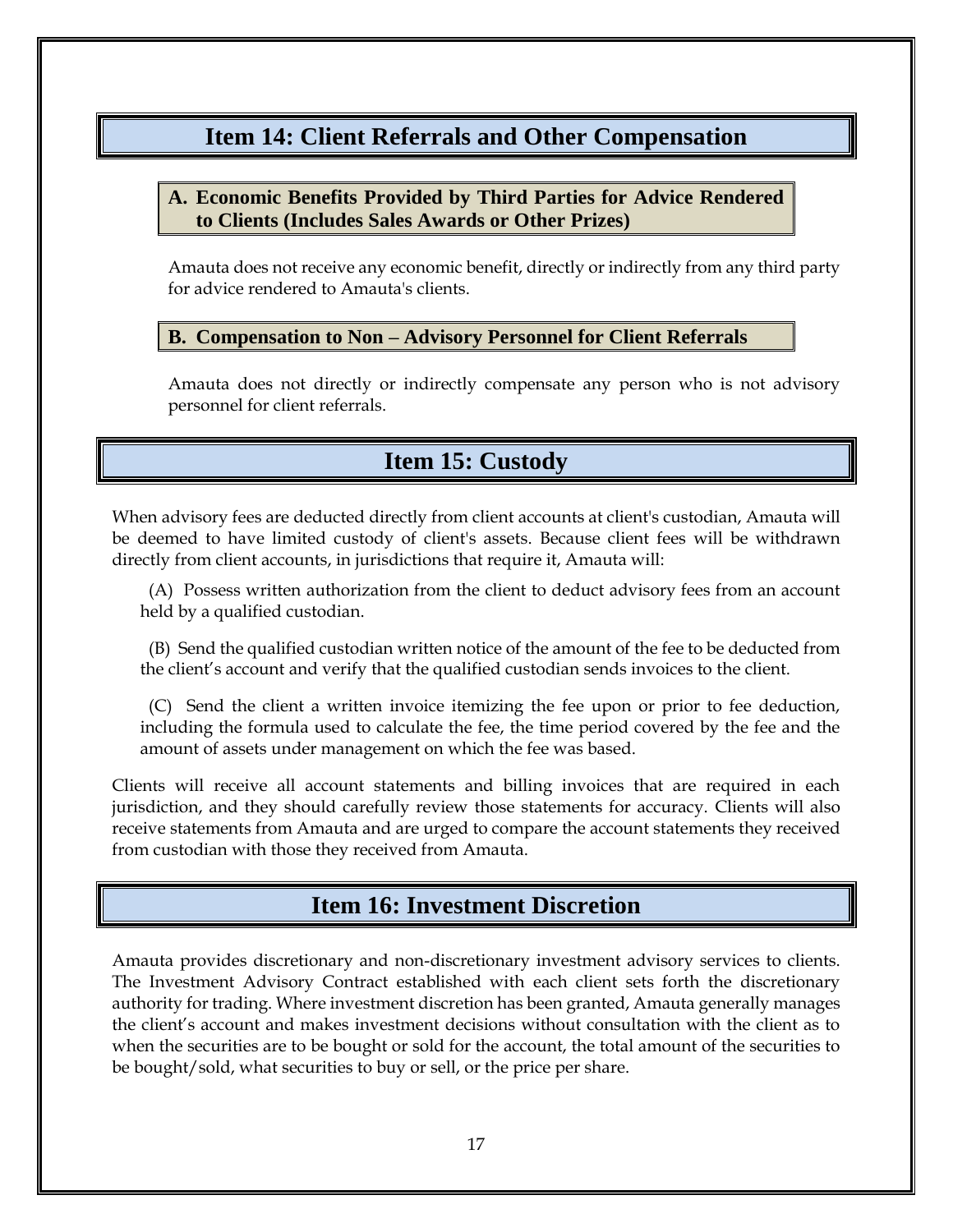## Item 14: Client Referrals and Other Compensation

### A. Economic Benefits Provided by Third Parties for Advice Rendered to Clients (Includes Sales Awards or Other Prizes)

Amauta does not receive any economic benefit, directly or indirectly from any third party for advice rendered to Amauta's clients.

### B. Compensation to Non – Advisory Personnel for Client Referrals

Amauta does not directly or indirectly compensate any person who is not advisory personnel for client referrals.

## Item 15: Custody

When advisory fees are deducted directly from client accounts at client's custodian, Amauta will be deemed to have limited custody of client's assets. Because client fees will be withdrawn directly from client accounts, in jurisdictions that require it, Amauta will:

(A) Possess written authorization from the client to deduct advisory fees from an account held by a qualified custodian.

(B) Send the qualified custodian written notice of the amount of the fee to be deducted from the client's account and verify that the qualified custodian sends invoices to the client.

(C) Send the client a written invoice itemizing the fee upon or prior to fee deduction, including the formula used to calculate the fee, the time period covered by the fee and the amount of assets under management on which the fee was based.

Clients will receive all account statements and billing invoices that are required in each jurisdiction, and they should carefully review those statements for accuracy. Clients will also receive statements from Amauta and are urged to compare the account statements they received from custodian with those they received from Amauta.

## Item 16: Investment Discretion

Amauta provides discretionary and non-discretionary investment advisory services to clients. The Investment Advisory Contract established with each client sets forth the discretionary authority for trading. Where investment discretion has been granted, Amauta generally manages the client's account and makes investment decisions without consultation with the client as to when the securities are to be bought or sold for the account, the total amount of the securities to be bought/sold, what securities to buy or sell, or the price per share.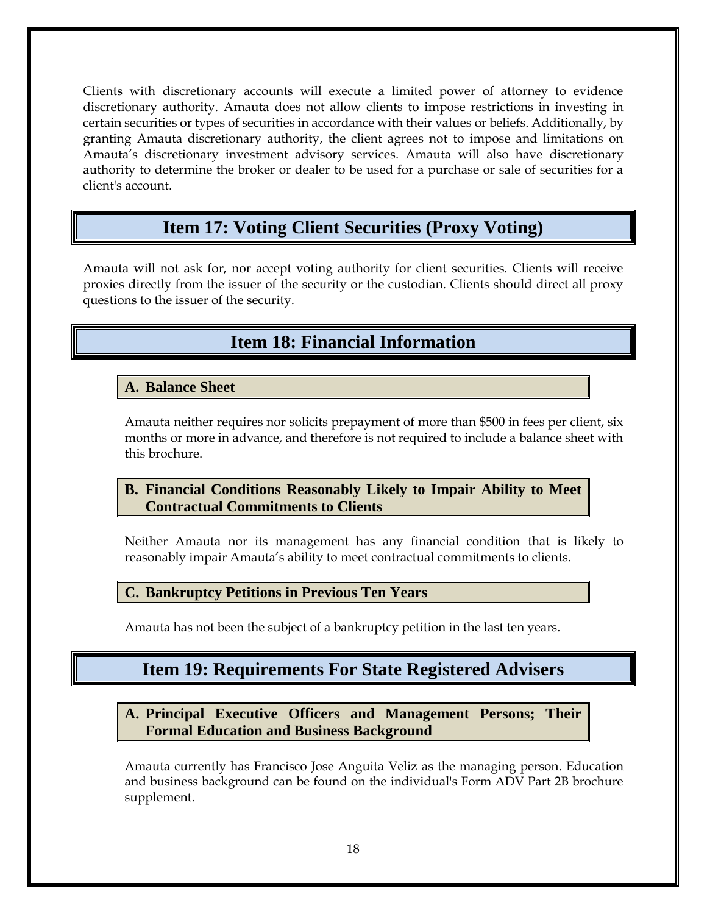Clients with discretionary accounts will execute a limited power of attorney to evidence discretionary authority. Amauta does not allow clients to impose restrictions in investing in certain securities or types of securities in accordance with their values or beliefs. Additionally, by granting Amauta discretionary authority, the client agrees not to impose and limitations on Amauta's discretionary investment advisory services. Amauta will also have discretionary authority to determine the broker or dealer to be used for a purchase or sale of securities for a client's account.

# Item 17: Voting Client Securities (Proxy Voting)

Amauta will not ask for, nor accept voting authority for client securities. Clients will receive proxies directly from the issuer of the security or the custodian. Clients should direct all proxy questions to the issuer of the security.

# Item 18: Financial Information

## A. Balance Sheet

Amauta neither requires nor solicits prepayment of more than $500 in fees per client, six months or more in advance, and therefore is not required to include a balance sheet with this brochure.

## B. Financial Conditions Reasonably Likely to Impair Ability to Meet Contractual Commitments to Clients

Neither Amauta nor its management has any financial condition that is likely to reasonably impair Amauta's ability to meet contractual commitments to clients.

## C. Bankruptcy Petitions in Previous Ten Years

Amauta has not been the subject of a bankruptcy petition in the last ten years.

# Item 19: Requirements For State Registered Advisers

## A. Principal Executive Officers and Management Persons; Their Formal Education and Business Background

Amauta currently has Francisco Jose Anguita Veliz as the managing person. Education and business background can be found on the individual's Form ADV Part 2B brochure supplement.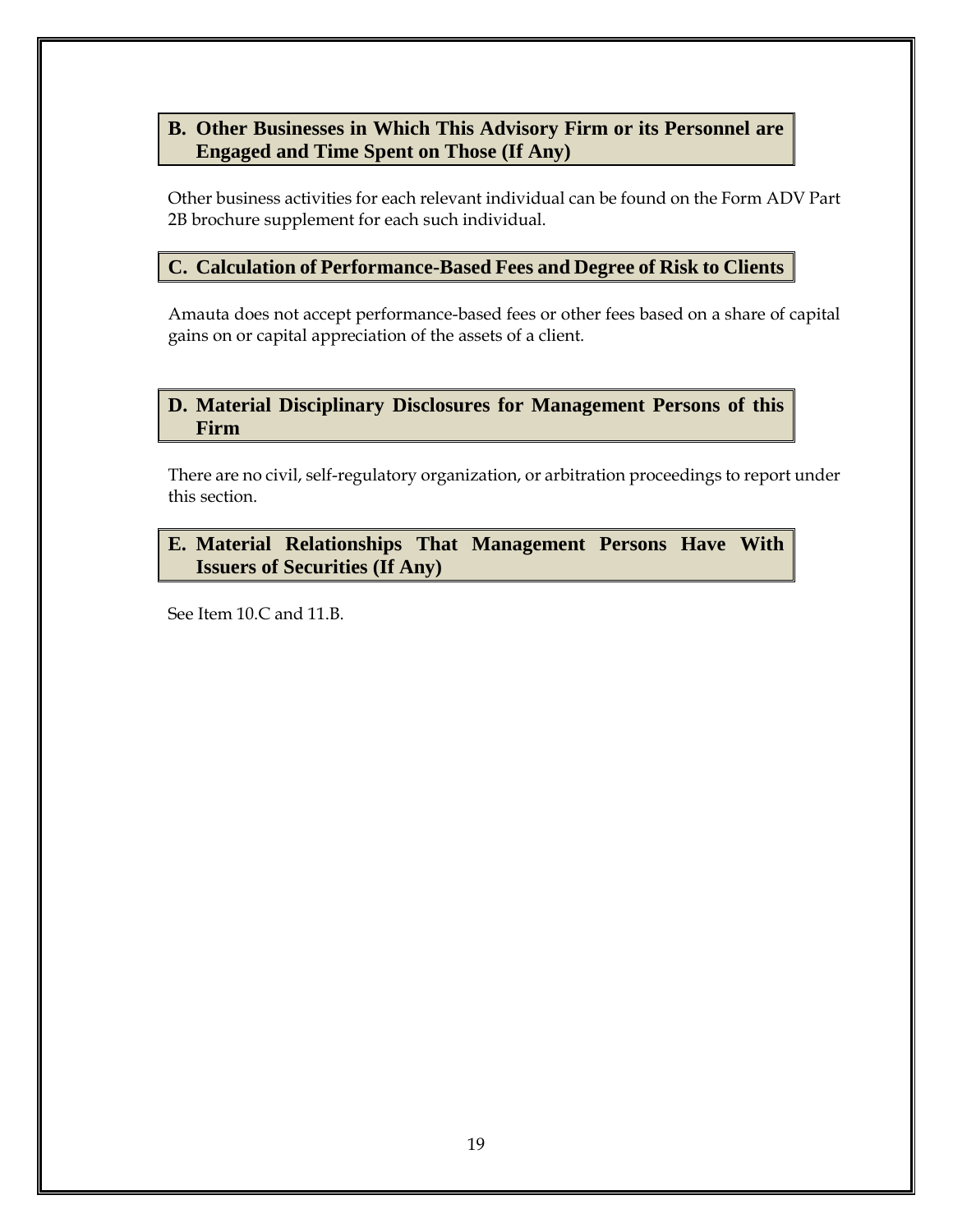### B. Other Businesses in Which This Advisory Firm or its Personnel are Engaged and Time Spent on Those (If Any)

Other business activities for each relevant individual can be found on the Form ADV Part 2B brochure supplement for each such individual.

### C. Calculation of Performance-Based Fees and Degree of Risk to Clients

Amauta does not accept performance-based fees or other fees based on a share of capital gains on or capital appreciation of the assets of a client.

### D. Material Disciplinary Disclosures for Management Persons of this Firm

There are no civil, self-regulatory organization, or arbitration proceedings to report under this section.

### E. Material Relationships That Management Persons Have With Issuers of Securities (If Any)

See Item 10.C and 11.B.